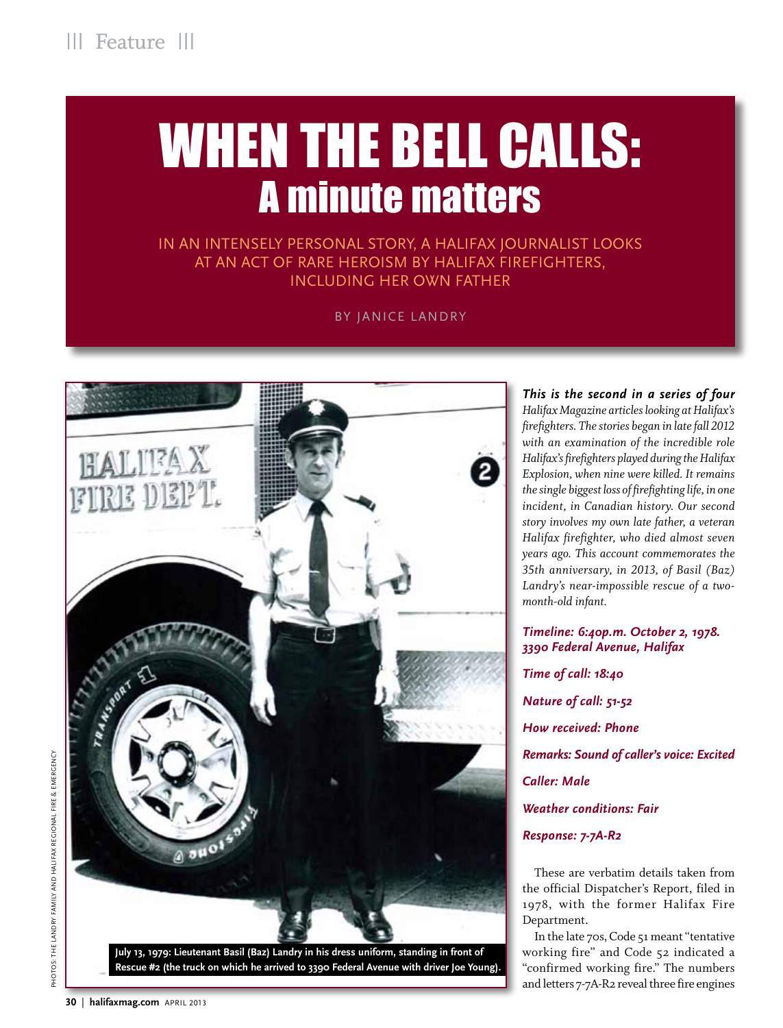# WHEN THE BELL CALLS:
## A minute matters

IN AN INTENSELY PERSONAL STORY, A HALIFAX JOURNALIST LOOKS AT AN ACT OF RARE HEROISM BY HALIFAX FIREFIGHTERS, INCLUDING HER OWN FATHER

BY JANICE LANDRY

PHOTOS: THE LANDRY FAMILY AND HALIFAX REGIONAL FIRE & EMERGENCY

**July 13, 1979: Lieutenant Basil (Baz) Landry in his dress uniform, standing in front of Rescue #2 (the truck on which he arrived to 3390 Federal Avenue with driver Joe Young).**

***This is the second in a series of four** Halifax Magazine articles looking at Halifax's firefighters. The stories began in late fall 2012 with an examination of the incredible role Halifax's firefighters played during the Halifax Explosion, when nine were killed. It remains the single biggest loss of firefighting life, in one incident, in Canadian history. Our second story involves my own late father, a veteran Halifax firefighter, who died almost seven years ago. This account commemorates the 35th anniversary, in 2013, of Basil (Baz) Landry's near-impossible rescue of a two-month-old infant.*

***Timeline: 6:40p.m. October 2, 1978. 3390 Federal Avenue, Halifax***

***Time of call: 18:40***

***Nature of call: 51-52***

***How received: Phone***

***Remarks: Sound of caller's voice: Excited***

***Caller: Male***

***Weather conditions: Fair***

***Response: 7-7A-R2***

These are verbatim details taken from the official Dispatcher's Report, filed in 1978, with the former Halifax Fire Department.

In the late 70s, Code 51 meant "tentative working fire" and Code 52 indicated a "confirmed working fire." The numbers and letters 7-7A-R2 reveal three fire engines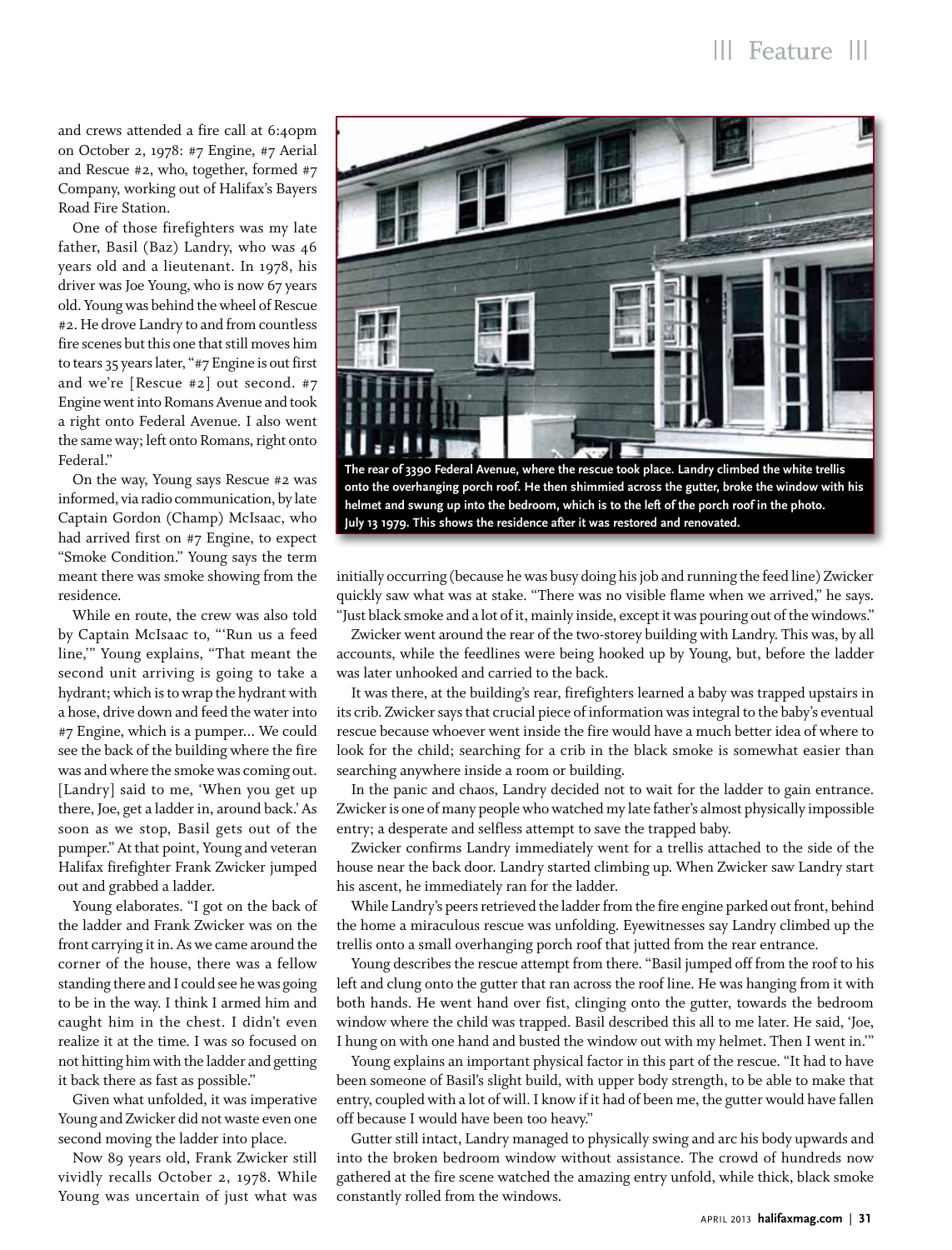and crews attended a fire call at 6:40pm on October 2, 1978: #7 Engine, #7 Aerial and Rescue #2, who, together, formed #7 Company, working out of Halifax's Bayers Road Fire Station.

One of those firefighters was my late father, Basil (Baz) Landry, who was 46 years old and a lieutenant. In 1978, his driver was Joe Young, who is now 67 years old. Young was behind the wheel of Rescue #2. He drove Landry to and from countless fire scenes but this one that still moves him to tears 35 years later, "#7 Engine is out first and we're [Rescue #2] out second. #7 Engine went into Romans Avenue and took a right onto Federal Avenue. I also went the same way; left onto Romans, right onto Federal."

On the way, Young says Rescue #2 was informed, via radio communication, by late Captain Gordon (Champ) McIsaac, who had arrived first on #7 Engine, to expect "Smoke Condition." Young says the term meant there was smoke showing from the residence.

While en route, the crew was also told by Captain McIsaac to, "'Run us a feed line,'" Young explains, "That meant the second unit arriving is going to take a hydrant; which is to wrap the hydrant with a hose, drive down and feed the water into #7 Engine, which is a pumper... We could see the back of the building where the fire was and where the smoke was coming out. [Landry] said to me, 'When you get up there, Joe, get a ladder in, around back.' As soon as we stop, Basil gets out of the pumper." At that point, Young and veteran Halifax firefighter Frank Zwicker jumped out and grabbed a ladder.

Young elaborates. "I got on the back of the ladder and Frank Zwicker was on the front carrying it in. As we came around the corner of the house, there was a fellow standing there and I could see he was going to be in the way. I think I armed him and caught him in the chest. I didn't even realize it at the time. I was so focused on not hitting him with the ladder and getting it back there as fast as possible."

Given what unfolded, it was imperative Young and Zwicker did not waste even one second moving the ladder into place.

Now 89 years old, Frank Zwicker still vividly recalls October 2, 1978. While Young was uncertain of just what was initially occurring (because he was busy doing his job and running the feed line) Zwicker quickly saw what was at stake. "There was no visible flame when we arrived," he says. "Just black smoke and a lot of it, mainly inside, except it was pouring out of the windows."

The rear of 3390 Federal Avenue, where the rescue took place. Landry climbed the white trellis onto the overhanging porch roof. He then shimmied across the gutter, broke the window with his helmet and swung up into the bedroom, which is to the left of the porch roof in the photo. July 13 1979. This shows the residence after it was restored and renovated.

Zwicker went around the rear of the two-storey building with Landry. This was, by all accounts, while the feedlines were being hooked up by Young, but, before the ladder was later unhooked and carried to the back.

It was there, at the building's rear, firefighters learned a baby was trapped upstairs in its crib. Zwicker says that crucial piece of information was integral to the baby's eventual rescue because whoever went inside the fire would have a much better idea of where to look for the child; searching for a crib in the black smoke is somewhat easier than searching anywhere inside a room or building.

In the panic and chaos, Landry decided not to wait for the ladder to gain entrance. Zwicker is one of many people who watched my late father's almost physically impossible entry; a desperate and selfless attempt to save the trapped baby.

Zwicker confirms Landry immediately went for a trellis attached to the side of the house near the back door. Landry started climbing up. When Zwicker saw Landry start his ascent, he immediately ran for the ladder.

While Landry's peers retrieved the ladder from the fire engine parked out front, behind the home a miraculous rescue was unfolding. Eyewitnesses say Landry climbed up the trellis onto a small overhanging porch roof that jutted from the rear entrance.

Young describes the rescue attempt from there. "Basil jumped off from the roof to his left and clung onto the gutter that ran across the roof line. He was hanging from it with both hands. He went hand over fist, clinging onto the gutter, towards the bedroom window where the child was trapped. Basil described this all to me later. He said, 'Joe, I hung on with one hand and busted the window out with my helmet. Then I went in.'"

Young explains an important physical factor in this part of the rescue. "It had to have been someone of Basil's slight build, with upper body strength, to be able to make that entry, coupled with a lot of will. I know if it had of been me, the gutter would have fallen off because I would have been too heavy."

Gutter still intact, Landry managed to physically swing and arc his body upwards and into the broken bedroom window without assistance. The crowd of hundreds now gathered at the fire scene watched the amazing entry unfold, while thick, black smoke constantly rolled from the windows.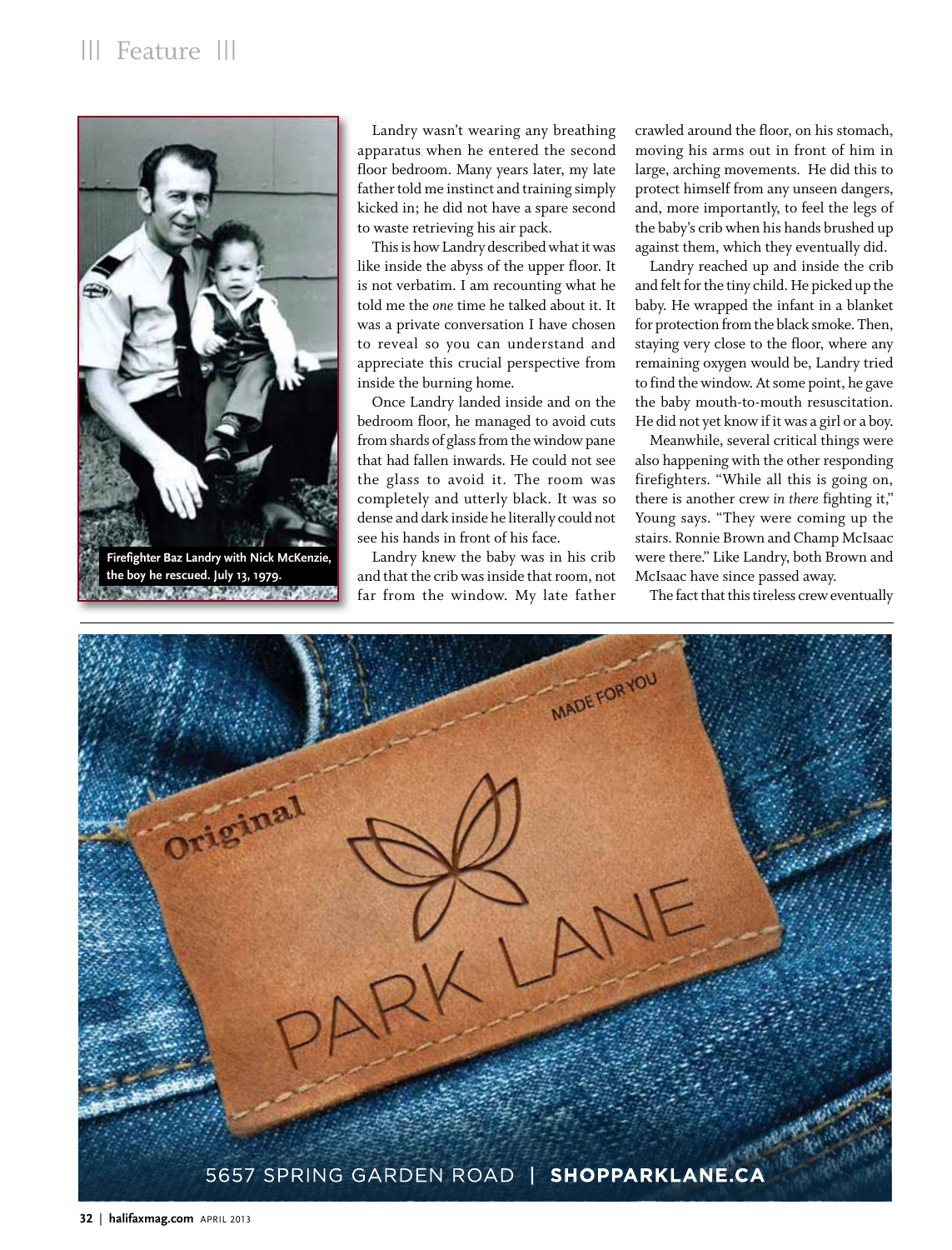Landry wasn't wearing any breathing apparatus when he entered the second floor bedroom. Many years later, my late father told me instinct and training simply kicked in; he did not have a spare second to waste retrieving his air pack.

This is how Landry described what it was like inside the abyss of the upper floor. It is not verbatim. I am recounting what he told me the *one* time he talked about it. It was a private conversation I have chosen to reveal so you can understand and appreciate this crucial perspective from inside the burning home.

Once Landry landed inside and on the bedroom floor, he managed to avoid cuts from shards of glass from the window pane that had fallen inwards. He could not see the glass to avoid it. The room was completely and utterly black. It was so dense and dark inside he literally could not see his hands in front of his face.

Landry knew the baby was in his crib and that the crib was inside that room, not far from the window. My late father crawled around the floor, on his stomach, moving his arms out in front of him in large, arching movements. He did this to protect himself from any unseen dangers, and, more importantly, to feel the legs of the baby's crib when his hands brushed up against them, which they eventually did.

Landry reached up and inside the crib and felt for the tiny child. He picked up the baby. He wrapped the infant in a blanket for protection from the black smoke. Then, staying very close to the floor, where any remaining oxygen would be, Landry tried to find the window. At some point, he gave the baby mouth-to-mouth resuscitation. He did not yet know if it was a girl or a boy.

Meanwhile, several critical things were also happening with the other responding firefighters. "While all this is going on, there is another crew *in there* fighting it," Young says. "They were coming up the stairs. Ronnie Brown and Champ McIsaac were there." Like Landry, both Brown and McIsaac have since passed away.

The fact that this tireless crew eventually

Firefighter Baz Landry with Nick McKenzie, the boy he rescued. July 13, 1979.

Original

MADE FOR YOU

PARK LANE

5657 SPRING GARDEN ROAD | SHOPPARKLANE.CA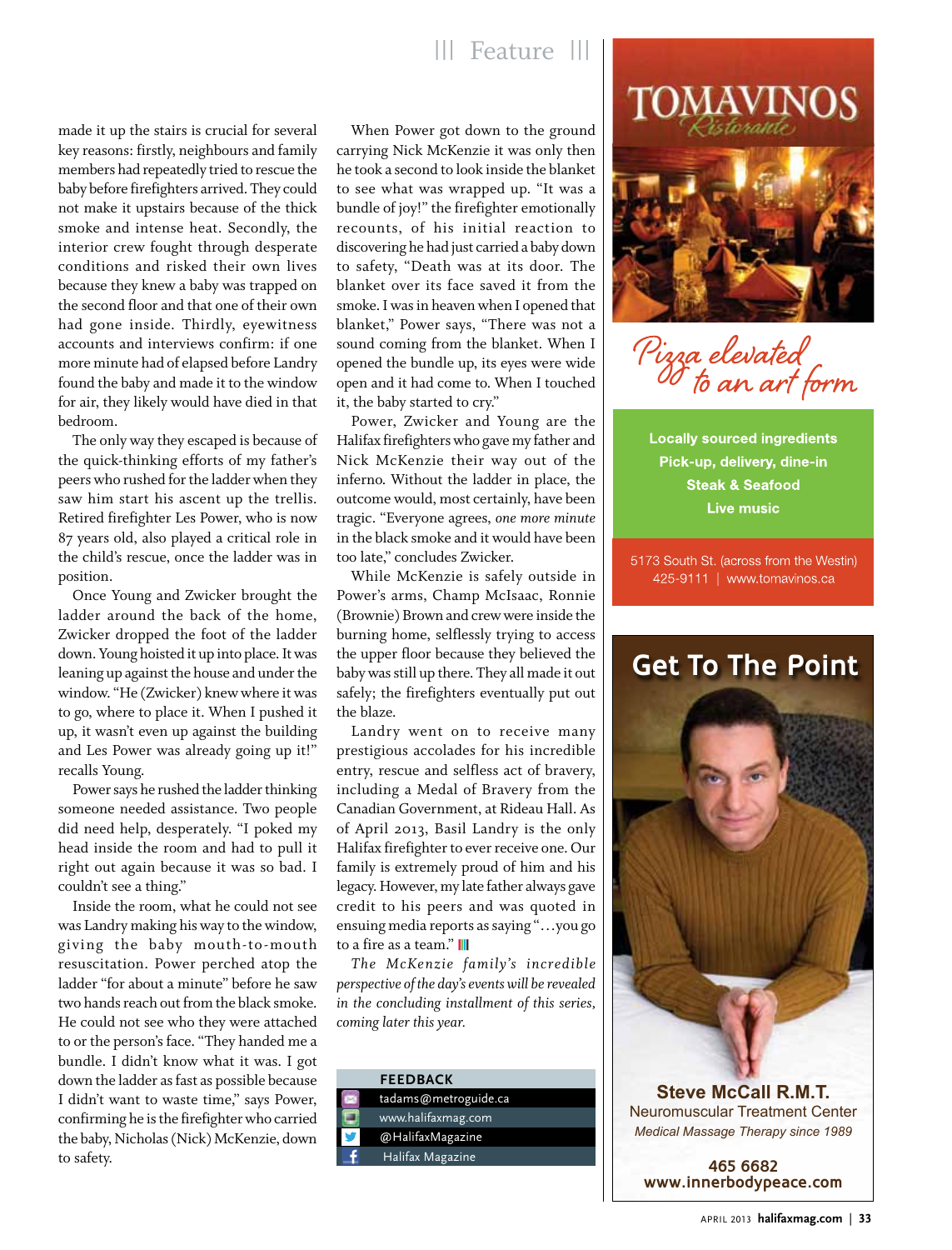made it up the stairs is crucial for several key reasons: firstly, neighbours and family members had repeatedly tried to rescue the baby before firefighters arrived. They could not make it upstairs because of the thick smoke and intense heat. Secondly, the interior crew fought through desperate conditions and risked their own lives because they knew a baby was trapped on the second floor and that one of their own had gone inside. Thirdly, eyewitness accounts and interviews confirm: if one more minute had of elapsed before Landry found the baby and made it to the window for air, they likely would have died in that bedroom.

The only way they escaped is because of the quick-thinking efforts of my father's peers who rushed for the ladder when they saw him start his ascent up the trellis. Retired firefighter Les Power, who is now 87 years old, also played a critical role in the child's rescue, once the ladder was in position.

Once Young and Zwicker brought the ladder around the back of the home, Zwicker dropped the foot of the ladder down. Young hoisted it up into place. It was leaning up against the house and under the window. "He (Zwicker) knew where it was to go, where to place it. When I pushed it up, it wasn't even up against the building and Les Power was already going up it!" recalls Young.

Power says he rushed the ladder thinking someone needed assistance. Two people did need help, desperately. "I poked my head inside the room and had to pull it right out again because it was so bad. I couldn't see a thing."

Inside the room, what he could not see was Landry making his way to the window, giving the baby mouth-to-mouth resuscitation. Power perched atop the ladder "for about a minute" before he saw two hands reach out from the black smoke. He could not see who they were attached to or the person's face. "They handed me a bundle. I didn't know what it was. I got down the ladder as fast as possible because I didn't want to waste time," says Power, confirming he is the firefighter who carried the baby, Nicholas (Nick) McKenzie, down to safety.

When Power got down to the ground carrying Nick McKenzie it was only then he took a second to look inside the blanket to see what was wrapped up. "It was a bundle of joy!" the firefighter emotionally recounts, of his initial reaction to discovering he had just carried a baby down to safety, "Death was at its door. The blanket over its face saved it from the smoke. I was in heaven when I opened that blanket," Power says, "There was not a sound coming from the blanket. When I opened the bundle up, its eyes were wide open and it had come to. When I touched it, the baby started to cry."

Power, Zwicker and Young are the Halifax firefighters who gave my father and Nick McKenzie their way out of the inferno. Without the ladder in place, the outcome would, most certainly, have been tragic. "Everyone agrees, *one more minute* in the black smoke and it would have been too late," concludes Zwicker.

While McKenzie is safely outside in Power's arms, Champ McIsaac, Ronnie (Brownie) Brown and crew were inside the burning home, selflessly trying to access the upper floor because they believed the baby was still up there. They all made it out safely; the firefighters eventually put out the blaze.

Landry went on to receive many prestigious accolades for his incredible entry, rescue and selfless act of bravery, including a Medal of Bravery from the Canadian Government, at Rideau Hall. As of April 2013, Basil Landry is the only Halifax firefighter to ever receive one. Our family is extremely proud of him and his legacy. However, my late father always gave credit to his peers and was quoted in ensuing media reports as saying "…you go to a fire as a team."

*The McKenzie family's incredible perspective of the day's events will be revealed in the concluding installment of this series, coming later this year.*

**FEEDBACK**

- tadams@metroguide.ca
- www.halifaxmag.com
- @HalifaxMagazine
- Halifax Magazine

**TOMAVINOS** Ristorante

*Pizza elevated to an art form*

**Locally sourced ingredients**
**Pick-up, delivery, dine-in**
**Steak & Seafood**
**Live music**

5173 South St. (across from the Westin)
425-9111 | www.tomavinos.ca

**Get To The Point**

**Steve McCall R.M.T.**
Neuromuscular Treatment Center
*Medical Massage Therapy since 1989*

**465 6682**
**www.innerbodypeace.com**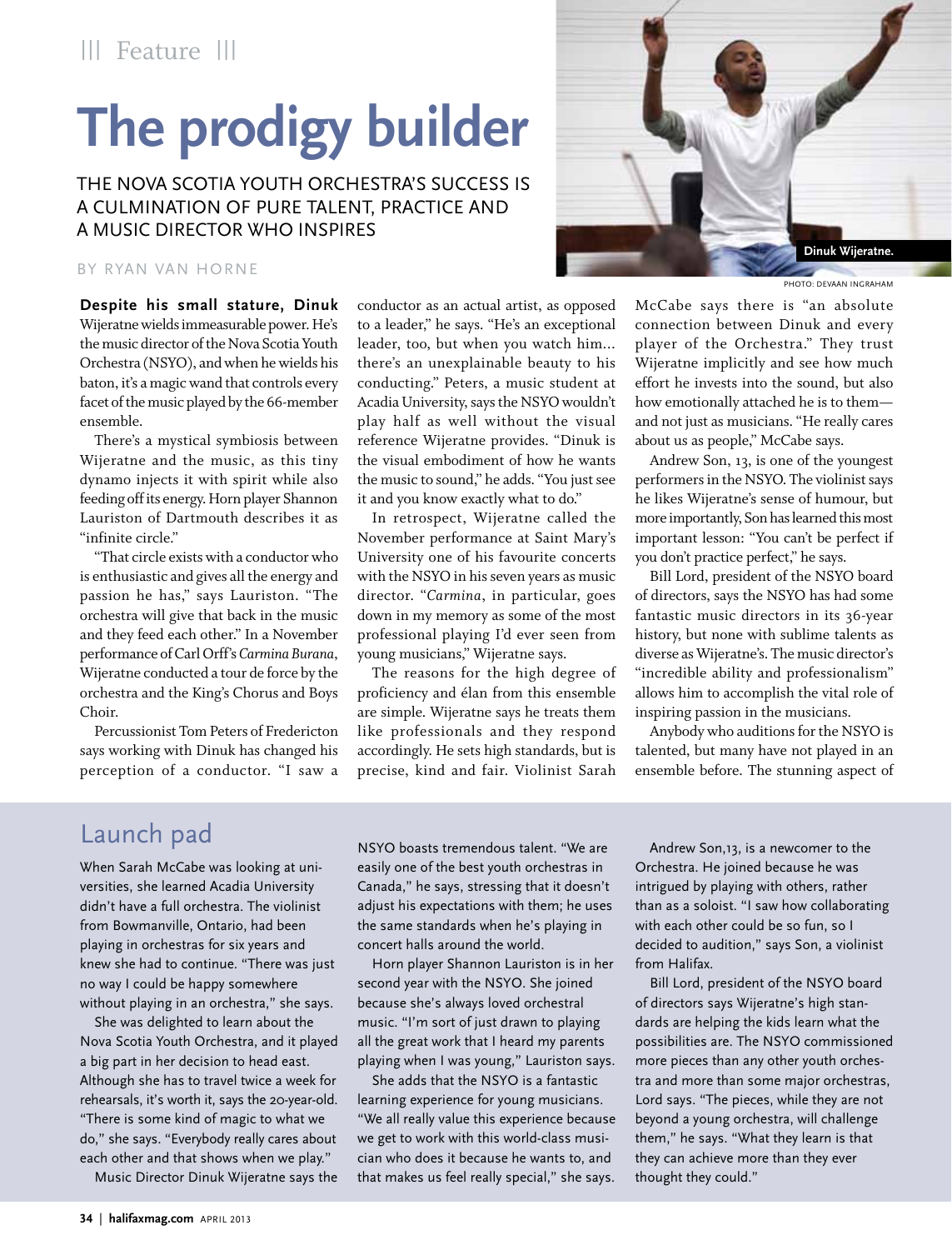||| Feature |||

# The prodigy builder

THE NOVA SCOTIA YOUTH ORCHESTRA'S SUCCESS IS A CULMINATION OF PURE TALENT, PRACTICE AND A MUSIC DIRECTOR WHO INSPIRES

BY RYAN VAN HORNE

Dinuk Wijeratne.

PHOTO: DEVAAN INGRAHAM

**Despite his small stature, Dinuk** Wijeratne wields immeasurable power. He's the music director of the Nova Scotia Youth Orchestra (NSYO), and when he wields his baton, it's a magic wand that controls every facet of the music played by the 66-member ensemble.

There's a mystical symbiosis between Wijeratne and the music, as this tiny dynamo injects it with spirit while also feeding off its energy. Horn player Shannon Lauriston of Dartmouth describes it as "infinite circle."

"That circle exists with a conductor who is enthusiastic and gives all the energy and passion he has," says Lauriston. "The orchestra will give that back in the music and they feed each other." In a November performance of Carl Orff's *Carmina Burana*, Wijeratne conducted a tour de force by the orchestra and the King's Chorus and Boys Choir.

Percussionist Tom Peters of Fredericton says working with Dinuk has changed his perception of a conductor. "I saw a conductor as an actual artist, as opposed to a leader," he says. "He's an exceptional leader, too, but when you watch him... there's an unexplainable beauty to his conducting." Peters, a music student at Acadia University, says the NSYO wouldn't play half as well without the visual reference Wijeratne provides. "Dinuk is the visual embodiment of how he wants the music to sound," he adds. "You just see it and you know exactly what to do."

In retrospect, Wijeratne called the November performance at Saint Mary's University one of his favourite concerts with the NSYO in his seven years as music director. "*Carmina*, in particular, goes down in my memory as some of the most professional playing I'd ever seen from young musicians," Wijeratne says.

The reasons for the high degree of proficiency and élan from this ensemble are simple. Wijeratne says he treats them like professionals and they respond accordingly. He sets high standards, but is precise, kind and fair. Violinist Sarah McCabe says there is "an absolute connection between Dinuk and every player of the Orchestra." They trust Wijeratne implicitly and see how much effort he invests into the sound, but also how emotionally attached he is to them—and not just as musicians. "He really cares about us as people," McCabe says.

Andrew Son, 13, is one of the youngest performers in the NSYO. The violinist says he likes Wijeratne's sense of humour, but more importantly, Son has learned this most important lesson: "You can't be perfect if you don't practice perfect," he says.

Bill Lord, president of the NSYO board of directors, says the NSYO has had some fantastic music directors in its 36-year history, but none with sublime talents as diverse as Wijeratne's. The music director's "incredible ability and professionalism" allows him to accomplish the vital role of inspiring passion in the musicians.

Anybody who auditions for the NSYO is talented, but many have not played in an ensemble before. The stunning aspect of

## Launch pad

When Sarah McCabe was looking at universities, she learned Acadia University didn't have a full orchestra. The violinist from Bowmanville, Ontario, had been playing in orchestras for six years and knew she had to continue. "There was just no way I could be happy somewhere without playing in an orchestra," she says.

She was delighted to learn about the Nova Scotia Youth Orchestra, and it played a big part in her decision to head east. Although she has to travel twice a week for rehearsals, it's worth it, says the 20-year-old. "There is some kind of magic to what we do," she says. "Everybody really cares about each other and that shows when we play."

Music Director Dinuk Wijeratne says the NSYO boasts tremendous talent. "We are easily one of the best youth orchestras in Canada," he says, stressing that it doesn't adjust his expectations with them; he uses the same standards when he's playing in concert halls around the world.

Horn player Shannon Lauriston is in her second year with the NSYO. She joined because she's always loved orchestral music. "I'm sort of just drawn to playing all the great work that I heard my parents playing when I was young," Lauriston says.

She adds that the NSYO is a fantastic learning experience for young musicians. "We all really value this experience because we get to work with this world-class musician who does it because he wants to, and that makes us feel really special," she says.

Andrew Son,13, is a newcomer to the Orchestra. He joined because he was intrigued by playing with others, rather than as a soloist. "I saw how collaborating with each other could be so fun, so I decided to audition," says Son, a violinist from Halifax.

Bill Lord, president of the NSYO board of directors says Wijeratne's high standards are helping the kids learn what the possibilities are. The NSYO commissioned more pieces than any other youth orchestra and more than some major orchestras, Lord says. "The pieces, while they are not beyond a young orchestra, will challenge them," he says. "What they learn is that they can achieve more than they ever thought they could."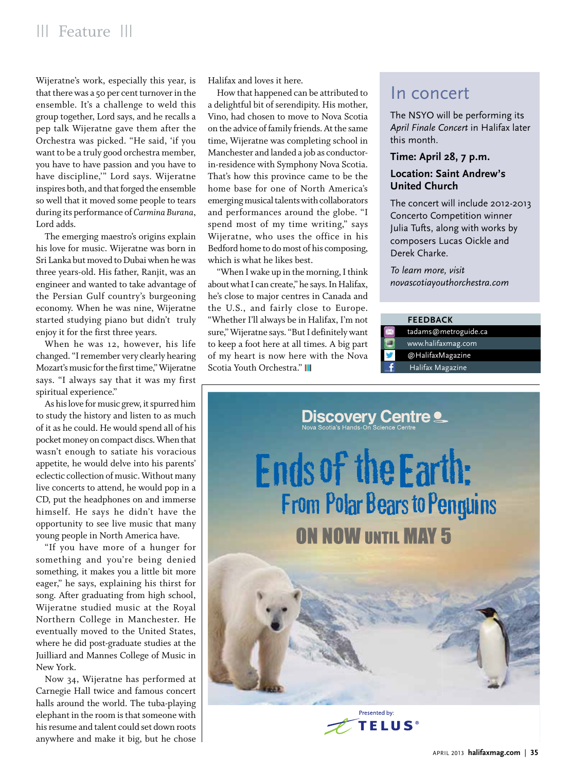Wijeratne's work, especially this year, is that there was a 50 per cent turnover in the ensemble. It's a challenge to weld this group together, Lord says, and he recalls a pep talk Wijeratne gave them after the Orchestra was picked. "He said, 'if you want to be a truly good orchestra member, you have to have passion and you have to have discipline,'" Lord says. Wijeratne inspires both, and that forged the ensemble so well that it moved some people to tears during its performance of *Carmina Burana*, Lord adds.

The emerging maestro's origins explain his love for music. Wijeratne was born in Sri Lanka but moved to Dubai when he was three years-old. His father, Ranjit, was an engineer and wanted to take advantage of the Persian Gulf country's burgeoning economy. When he was nine, Wijeratne started studying piano but didn't truly enjoy it for the first three years.

When he was 12, however, his life changed. "I remember very clearly hearing Mozart's music for the first time," Wijeratne says. "I always say that it was my first spiritual experience."

As his love for music grew, it spurred him to study the history and listen to as much of it as he could. He would spend all of his pocket money on compact discs. When that wasn't enough to satiate his voracious appetite, he would delve into his parents' eclectic collection of music. Without many live concerts to attend, he would pop in a CD, put the headphones on and immerse himself. He says he didn't have the opportunity to see live music that many young people in North America have.

"If you have more of a hunger for something and you're being denied something, it makes you a little bit more eager," he says, explaining his thirst for song. After graduating from high school, Wijeratne studied music at the Royal Northern College in Manchester. He eventually moved to the United States, where he did post-graduate studies at the Juilliard and Mannes College of Music in New York.

Now 34, Wijeratne has performed at Carnegie Hall twice and famous concert halls around the world. The tuba-playing elephant in the room is that someone with his resume and talent could set down roots anywhere and make it big, but he chose Halifax and loves it here.

How that happened can be attributed to a delightful bit of serendipity. His mother, Vino, had chosen to move to Nova Scotia on the advice of family friends. At the same time, Wijeratne was completing school in Manchester and landed a job as conductor-in-residence with Symphony Nova Scotia. That's how this province came to be the home base for one of North America's emerging musical talents with collaborators and performances around the globe. "I spend most of my time writing," says Wijeratne, who uses the office in his Bedford home to do most of his composing, which is what he likes best.

"When I wake up in the morning, I think about what I can create," he says. In Halifax, he's close to major centres in Canada and the U.S., and fairly close to Europe. "Whether I'll always be in Halifax, I'm not sure," Wijeratne says. "But I definitely want to keep a foot here at all times. A big part of my heart is now here with the Nova Scotia Youth Orchestra."

## In concert

The NSYO will be performing its *April Finale Concert* in Halifax later this month.

**Time: April 28, 7 p.m.**

**Location: Saint Andrew's United Church**

The concert will include 2012-2013 Concerto Competition winner Julia Tufts, along with works by composers Lucas Oickle and Derek Charke.

*To learn more, visit novascotiayouthorchestra.com*

**FEEDBACK**

tadams@metroguide.ca
www.halifaxmag.com
@HalifaxMagazine
Halifax Magazine

Discovery Centre
Nova Scotia's Hands-On Science Centre

Ends of the Earth: From Polar Bears to Penguins

ON NOW UNTIL MAY 5

Presented by: TELUS